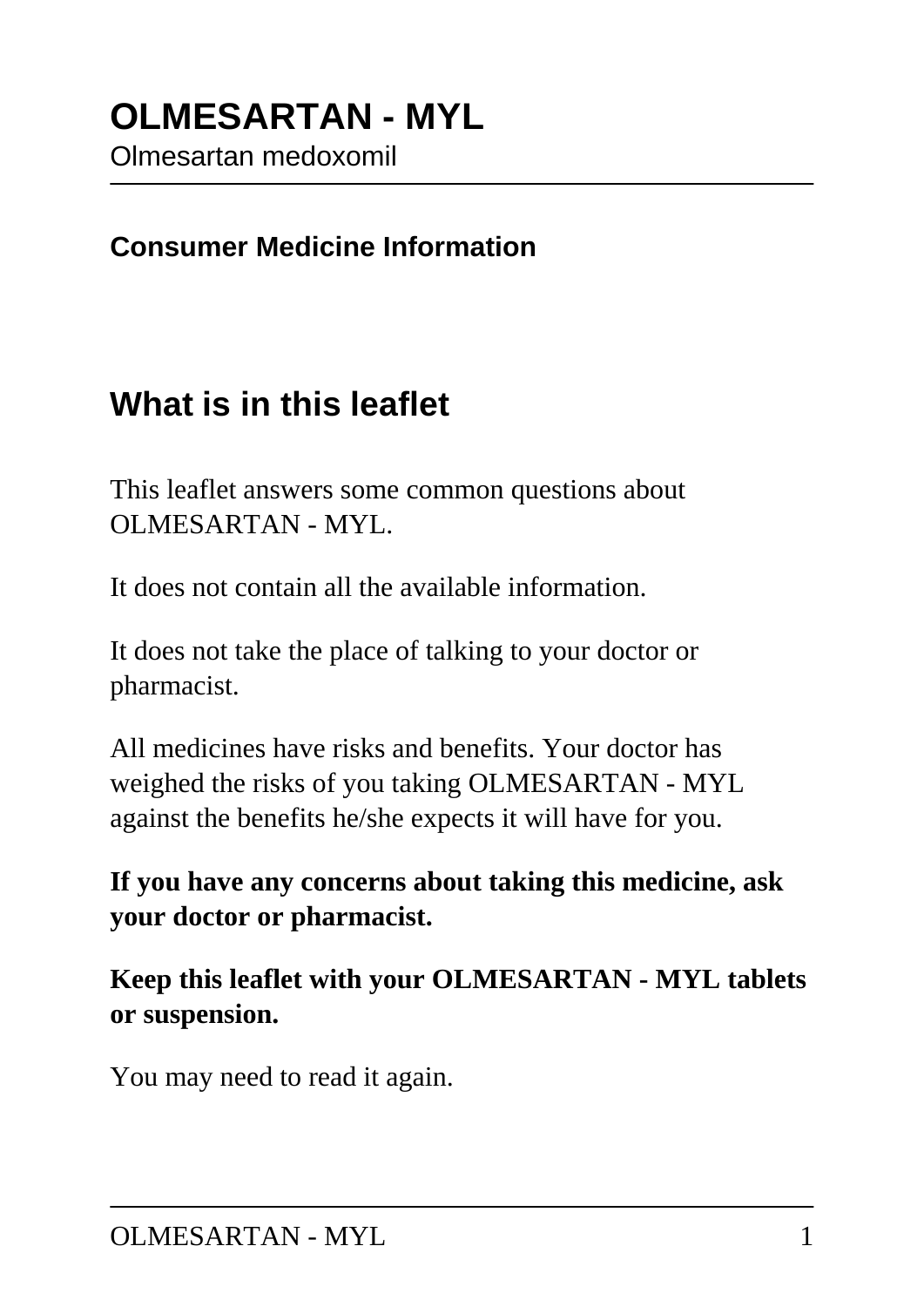# OLMESARTAN - MYL

Olmesartan medoxomil

**Consumer Medicine Information**

## What is in this leaflet

This leaflet answers some common questions about OLMESARTAN - MYL.

It does not contain all the available information.

It does not take the place of talking to your doctor or pharmacist.

All medicines have risks and benefits. Your doctor has weighed the risks of you taking OLMESARTAN - MYL against the benefits he/she expects it will have for you.

**If you have any concerns about taking this medicine, ask your doctor or pharmacist.**

**Keep this leaflet with your OLMESARTAN - MYL tablets or suspension.**

You may need to read it again.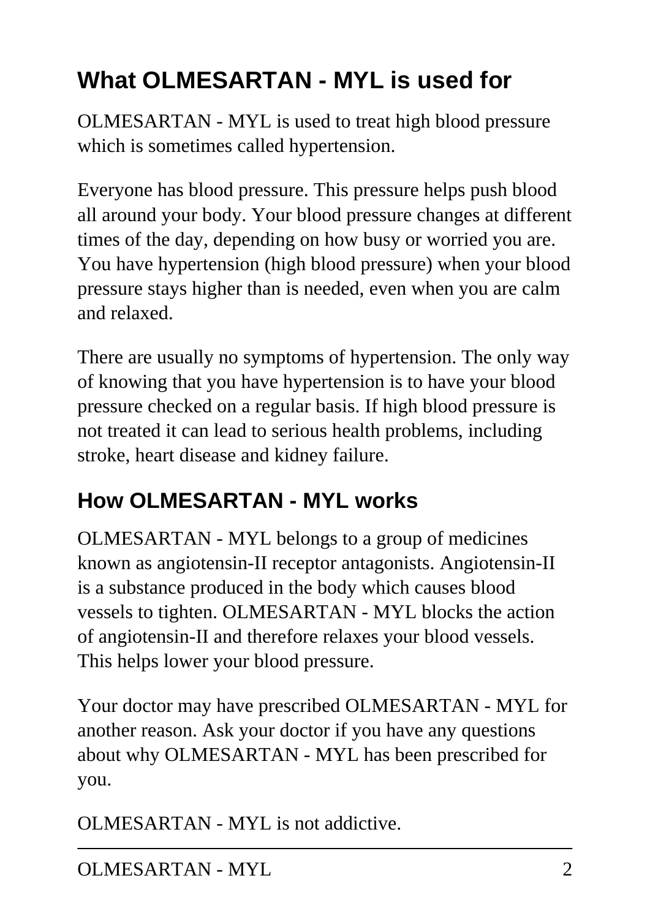## What OLMESARTAN - MYL is used for

OLMESARTAN - MYL is used to treat high blood pressure which is sometimes called hypertension.

Everyone has blood pressure. This pressure helps push blood all around your body. Your blood pressure changes at different times of the day, depending on how busy or worried you are. You have hypertension (high blood pressure) when your blood pressure stays higher than is needed, even when you are calm and relaxed.

There are usually no symptoms of hypertension. The only way of knowing that you have hypertension is to have your blood pressure checked on a regular basis. If high blood pressure is not treated it can lead to serious health problems, including stroke, heart disease and kidney failure.

## How OLMESARTAN - MYL works

OLMESARTAN - MYL belongs to a group of medicines known as angiotensin-II receptor antagonists. Angiotensin-II is a substance produced in the body which causes blood vessels to tighten. OLMESARTAN - MYL blocks the action of angiotensin-II and therefore relaxes your blood vessels. This helps lower your blood pressure.

Your doctor may have prescribed OLMESARTAN - MYL for another reason. Ask your doctor if you have any questions about why OLMESARTAN - MYL has been prescribed for you.

OLMESARTAN - MYL is not addictive.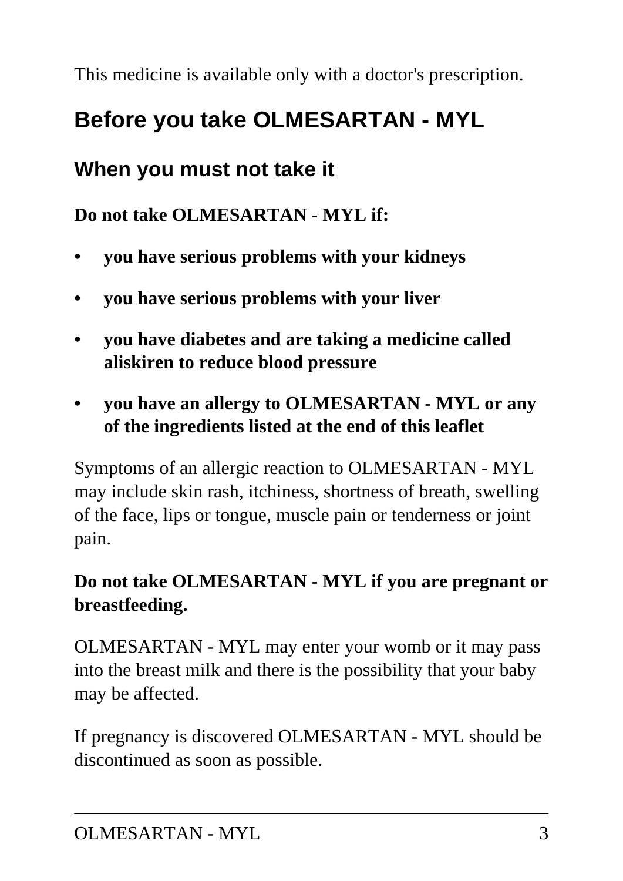This medicine is available only with a doctor's prescription.

## Before you take OLMESARTAN - MYL

### When you must not take it

**Do not take OLMESARTAN - MYL if:**

- **you have serious problems with your kidneys**
- **you have serious problems with your liver**
- **you have diabetes and are taking a medicine called aliskiren to reduce blood pressure**
- **you have an allergy to OLMESARTAN - MYL or any of the ingredients listed at the end of this leaflet**

Symptoms of an allergic reaction to OLMESARTAN - MYL may include skin rash, itchiness, shortness of breath, swelling of the face, lips or tongue, muscle pain or tenderness or joint pain.

**Do not take OLMESARTAN - MYL if you are pregnant or breastfeeding.**

OLMESARTAN - MYL may enter your womb or it may pass into the breast milk and there is the possibility that your baby may be affected.

If pregnancy is discovered OLMESARTAN - MYL should be discontinued as soon as possible.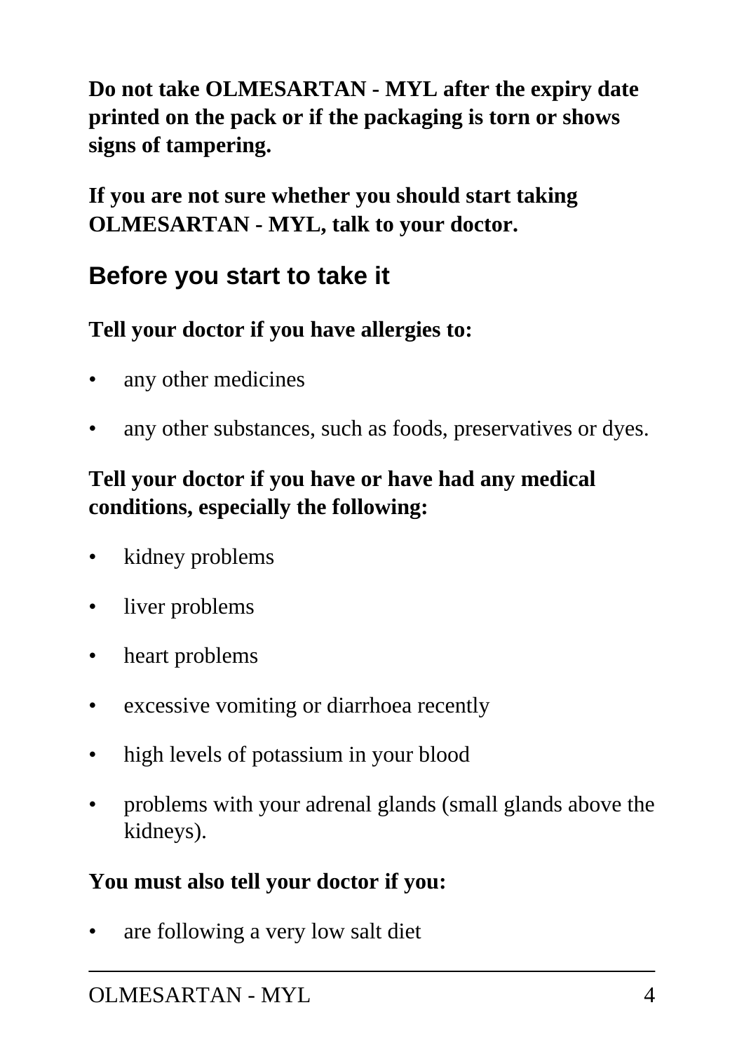**Do not take OLMESARTAN - MYL after the expiry date printed on the pack or if the packaging is torn or shows signs of tampering.**

**If you are not sure whether you should start taking OLMESARTAN - MYL, talk to your doctor.**

## Before you start to take it

**Tell your doctor if you have allergies to:**

- any other medicines
- any other substances, such as foods, preservatives or dyes.

**Tell your doctor if you have or have had any medical conditions, especially the following:**

- kidney problems
- liver problems
- heart problems
- excessive vomiting or diarrhoea recently
- high levels of potassium in your blood
- problems with your adrenal glands (small glands above the kidneys).

**You must also tell your doctor if you:**

- are following a very low salt diet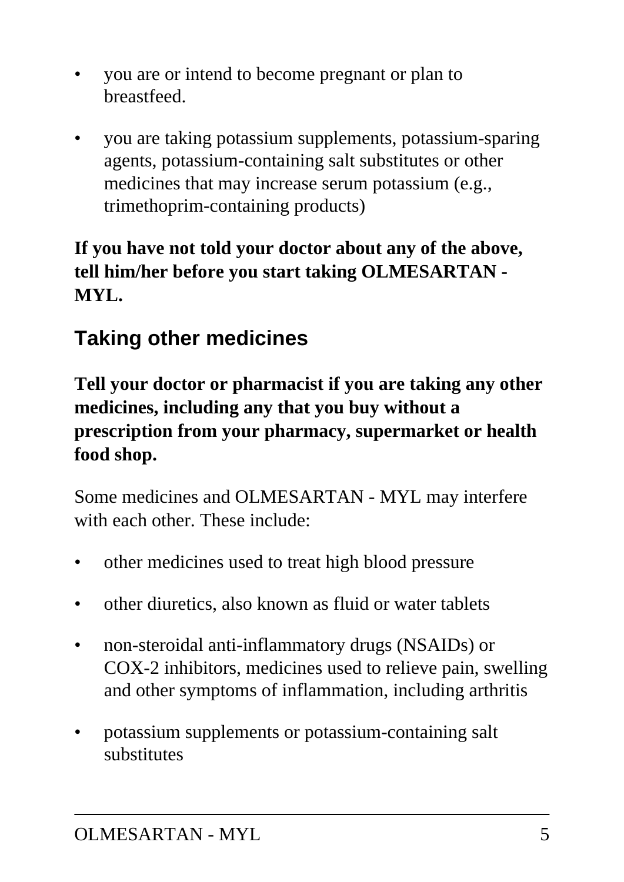- you are or intend to become pregnant or plan to breastfeed.
- you are taking potassium supplements, potassium-sparing agents, potassium-containing salt substitutes or other medicines that may increase serum potassium (e.g., trimethoprim-containing products)

**If you have not told your doctor about any of the above, tell him/her before you start taking OLMESARTAN - MYL.**

## Taking other medicines

**Tell your doctor or pharmacist if you are taking any other medicines, including any that you buy without a prescription from your pharmacy, supermarket or health food shop.**

Some medicines and OLMESARTAN - MYL may interfere with each other. These include:

- other medicines used to treat high blood pressure
- other diuretics, also known as fluid or water tablets
- non-steroidal anti-inflammatory drugs (NSAIDs) or COX-2 inhibitors, medicines used to relieve pain, swelling and other symptoms of inflammation, including arthritis
- potassium supplements or potassium-containing salt substitutes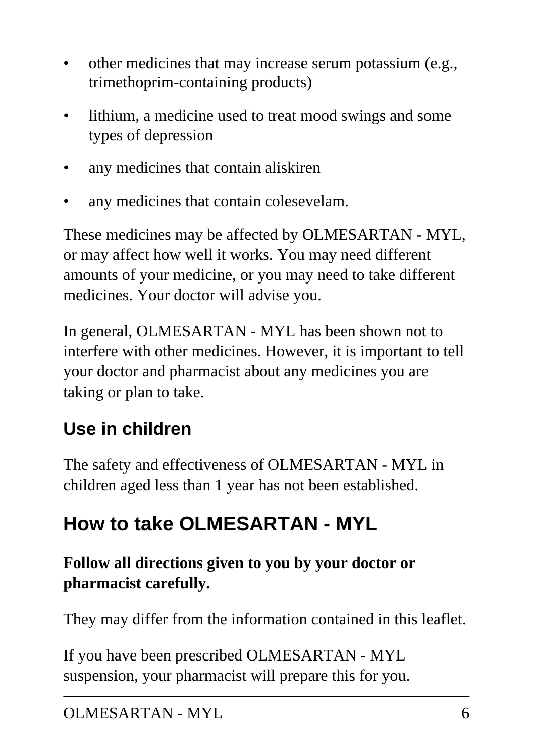- other medicines that may increase serum potassium (e.g., trimethoprim-containing products)
- lithium, a medicine used to treat mood swings and some types of depression
- any medicines that contain aliskiren
- any medicines that contain colesevelam.

These medicines may be affected by OLMESARTAN - MYL, or may affect how well it works. You may need different amounts of your medicine, or you may need to take different medicines. Your doctor will advise you.

In general, OLMESARTAN - MYL has been shown not to interfere with other medicines. However, it is important to tell your doctor and pharmacist about any medicines you are taking or plan to take.

### Use in children

The safety and effectiveness of OLMESARTAN - MYL in children aged less than 1 year has not been established.

## How to take OLMESARTAN - MYL

**Follow all directions given to you by your doctor or pharmacist carefully.**

They may differ from the information contained in this leaflet.

If you have been prescribed OLMESARTAN - MYL suspension, your pharmacist will prepare this for you.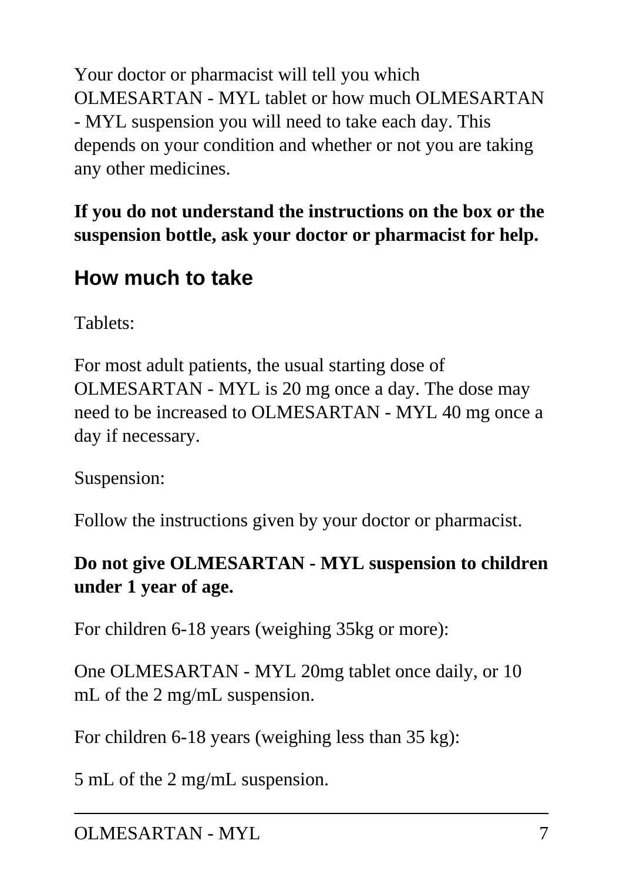Your doctor or pharmacist will tell you which OLMESARTAN - MYL tablet or how much OLMESARTAN - MYL suspension you will need to take each day. This depends on your condition and whether or not you are taking any other medicines.

**If you do not understand the instructions on the box or the suspension bottle, ask your doctor or pharmacist for help.**

## How much to take

Tablets:

For most adult patients, the usual starting dose of OLMESARTAN - MYL is 20 mg once a day. The dose may need to be increased to OLMESARTAN - MYL 40 mg once a day if necessary.

Suspension:

Follow the instructions given by your doctor or pharmacist.

**Do not give OLMESARTAN - MYL suspension to children under 1 year of age.**

For children 6-18 years (weighing 35kg or more):

One OLMESARTAN - MYL 20mg tablet once daily, or 10 mL of the 2 mg/mL suspension.

For children 6-18 years (weighing less than 35 kg):

5 mL of the 2 mg/mL suspension.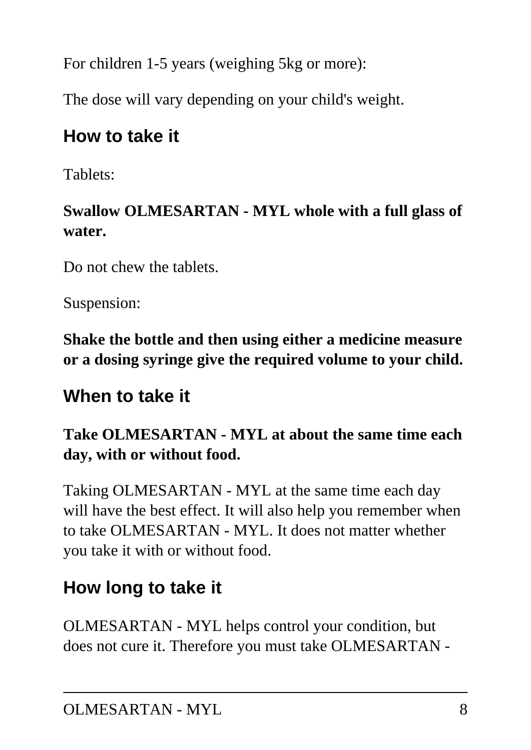For children 1-5 years (weighing 5kg or more):

The dose will vary depending on your child's weight.

## How to take it

Tablets:

**Swallow OLMESARTAN - MYL whole with a full glass of water.**

Do not chew the tablets.

Suspension:

**Shake the bottle and then using either a medicine measure or a dosing syringe give the required volume to your child.**

## When to take it

**Take OLMESARTAN - MYL at about the same time each day, with or without food.**

Taking OLMESARTAN - MYL at the same time each day will have the best effect. It will also help you remember when to take OLMESARTAN - MYL. It does not matter whether you take it with or without food.

## How long to take it

OLMESARTAN - MYL helps control your condition, but does not cure it. Therefore you must take OLMESARTAN -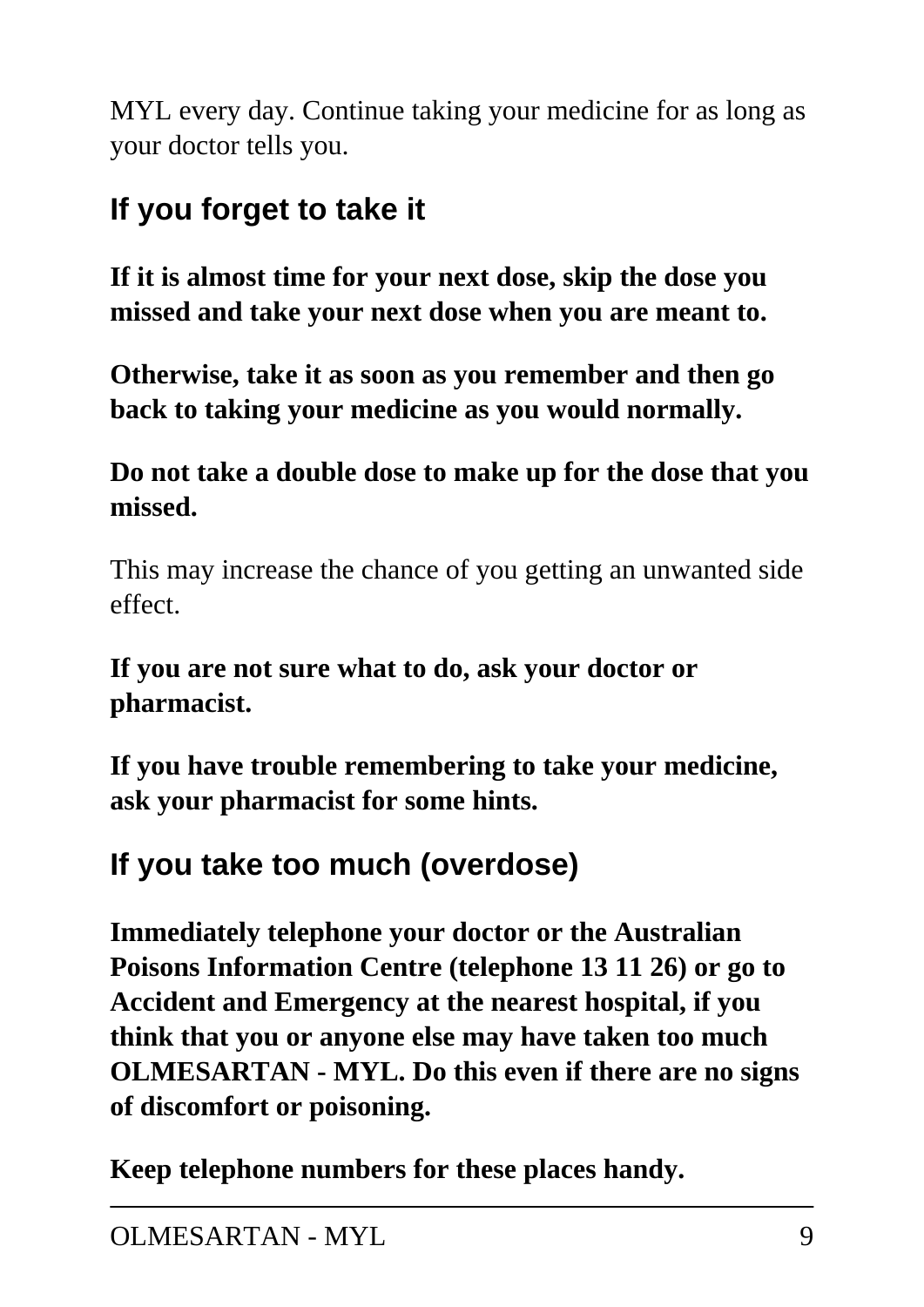MYL every day. Continue taking your medicine for as long as your doctor tells you.

## If you forget to take it

**If it is almost time for your next dose, skip the dose you missed and take your next dose when you are meant to.**

**Otherwise, take it as soon as you remember and then go back to taking your medicine as you would normally.**

**Do not take a double dose to make up for the dose that you missed.**

This may increase the chance of you getting an unwanted side effect.

**If you are not sure what to do, ask your doctor or pharmacist.**

**If you have trouble remembering to take your medicine, ask your pharmacist for some hints.**

## If you take too much (overdose)

**Immediately telephone your doctor or the Australian Poisons Information Centre (telephone 13 11 26) or go to Accident and Emergency at the nearest hospital, if you think that you or anyone else may have taken too much OLMESARTAN - MYL. Do this even if there are no signs of discomfort or poisoning.**

**Keep telephone numbers for these places handy.**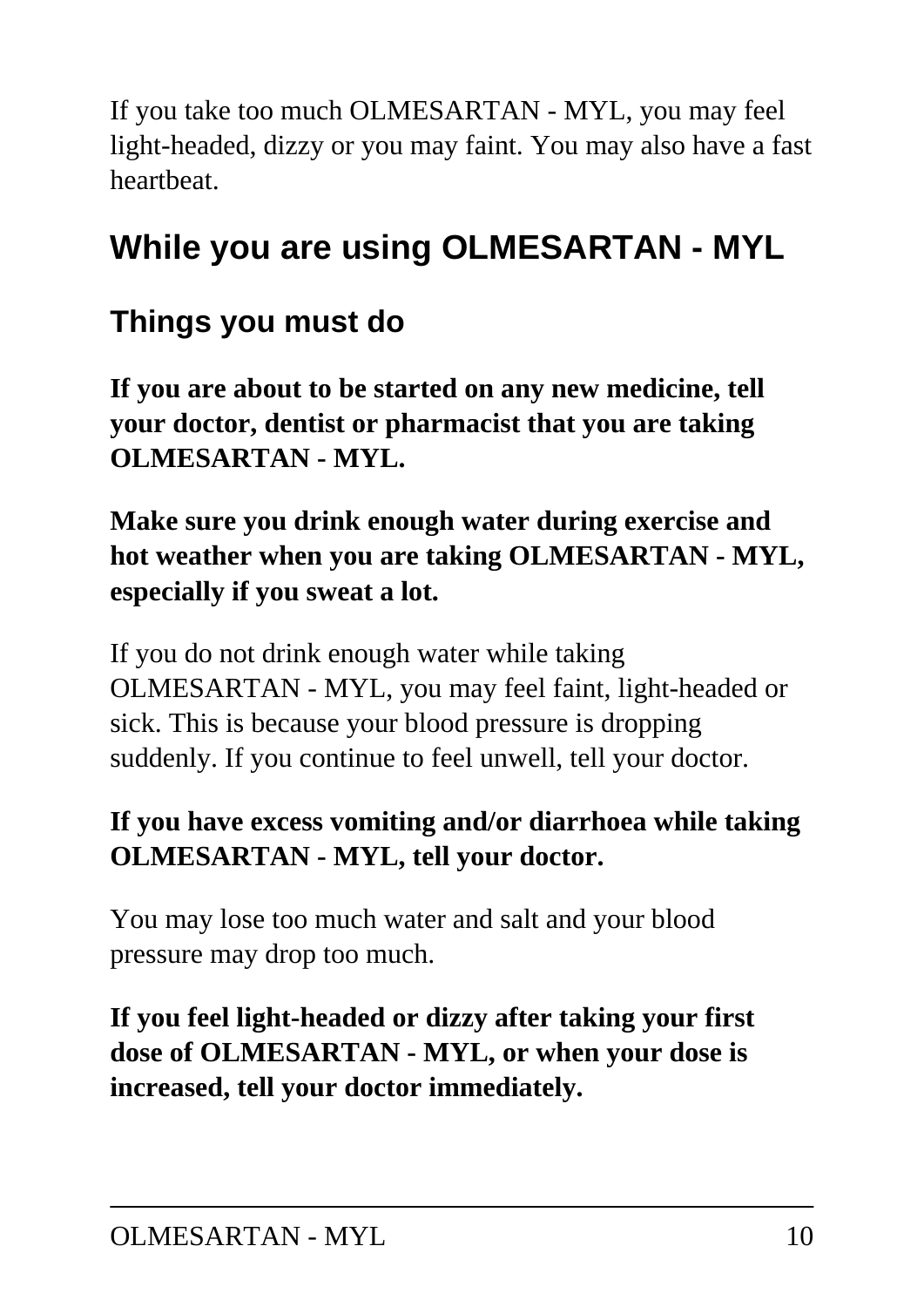If you take too much OLMESARTAN - MYL, you may feel light-headed, dizzy or you may faint. You may also have a fast heartbeat.

## While you are using OLMESARTAN - MYL

### Things you must do

**If you are about to be started on any new medicine, tell your doctor, dentist or pharmacist that you are taking OLMESARTAN - MYL.**

**Make sure you drink enough water during exercise and hot weather when you are taking OLMESARTAN - MYL, especially if you sweat a lot.**

If you do not drink enough water while taking OLMESARTAN - MYL, you may feel faint, light-headed or sick. This is because your blood pressure is dropping suddenly. If you continue to feel unwell, tell your doctor.

**If you have excess vomiting and/or diarrhoea while taking OLMESARTAN - MYL, tell your doctor.**

You may lose too much water and salt and your blood pressure may drop too much.

**If you feel light-headed or dizzy after taking your first dose of OLMESARTAN - MYL, or when your dose is increased, tell your doctor immediately.**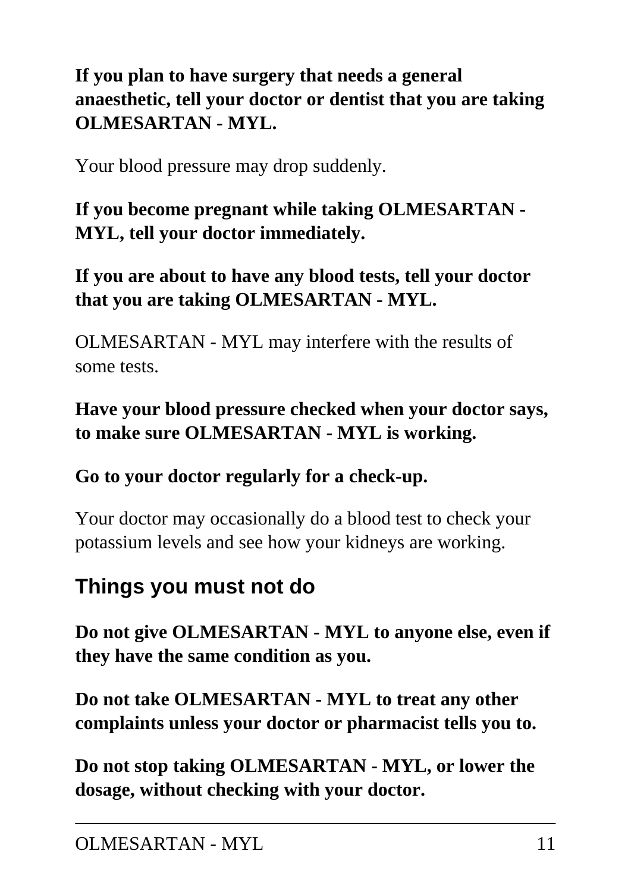**If you plan to have surgery that needs a general anaesthetic, tell your doctor or dentist that you are taking OLMESARTAN - MYL.**

Your blood pressure may drop suddenly.

**If you become pregnant while taking OLMESARTAN - MYL, tell your doctor immediately.**

**If you are about to have any blood tests, tell your doctor that you are taking OLMESARTAN - MYL.**

OLMESARTAN - MYL may interfere with the results of some tests.

**Have your blood pressure checked when your doctor says, to make sure OLMESARTAN - MYL is working.**

**Go to your doctor regularly for a check-up.**

Your doctor may occasionally do a blood test to check your potassium levels and see how your kidneys are working.

## Things you must not do

**Do not give OLMESARTAN - MYL to anyone else, even if they have the same condition as you.**

**Do not take OLMESARTAN - MYL to treat any other complaints unless your doctor or pharmacist tells you to.**

**Do not stop taking OLMESARTAN - MYL, or lower the dosage, without checking with your doctor.**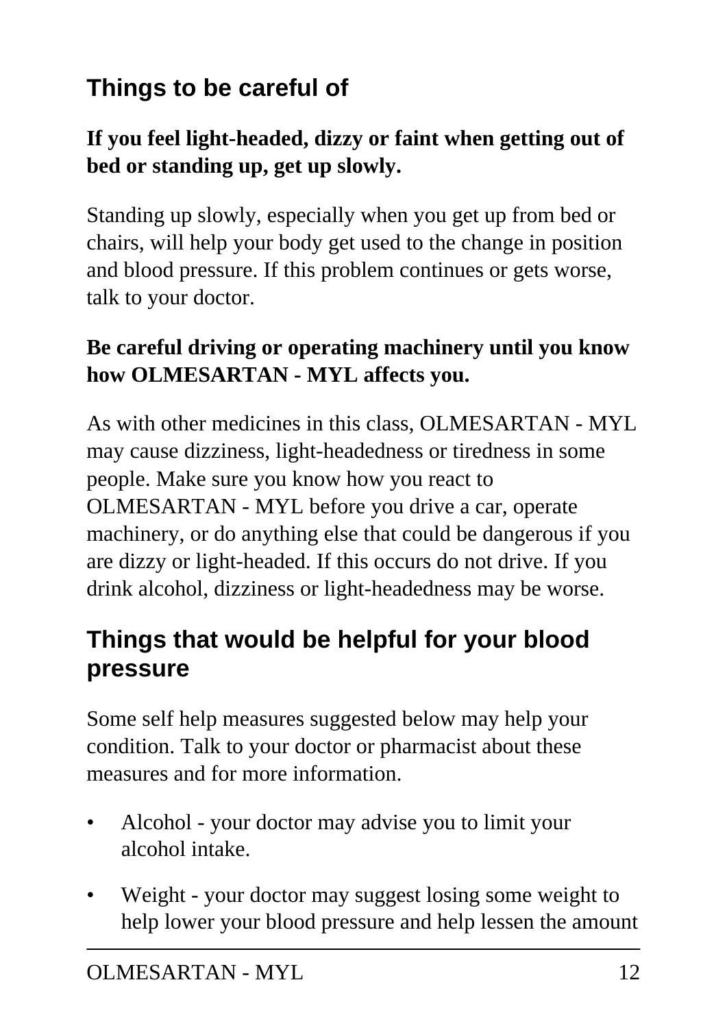## Things to be careful of

**If you feel light-headed, dizzy or faint when getting out of bed or standing up, get up slowly.**

Standing up slowly, especially when you get up from bed or chairs, will help your body get used to the change in position and blood pressure. If this problem continues or gets worse, talk to your doctor.

**Be careful driving or operating machinery until you know how OLMESARTAN - MYL affects you.**

As with other medicines in this class, OLMESARTAN - MYL may cause dizziness, light-headedness or tiredness in some people. Make sure you know how you react to OLMESARTAN - MYL before you drive a car, operate machinery, or do anything else that could be dangerous if you are dizzy or light-headed. If this occurs do not drive. If you drink alcohol, dizziness or light-headedness may be worse.

## Things that would be helpful for your blood pressure

Some self help measures suggested below may help your condition. Talk to your doctor or pharmacist about these measures and for more information.

- Alcohol - your doctor may advise you to limit your alcohol intake.
- Weight - your doctor may suggest losing some weight to help lower your blood pressure and help lessen the amount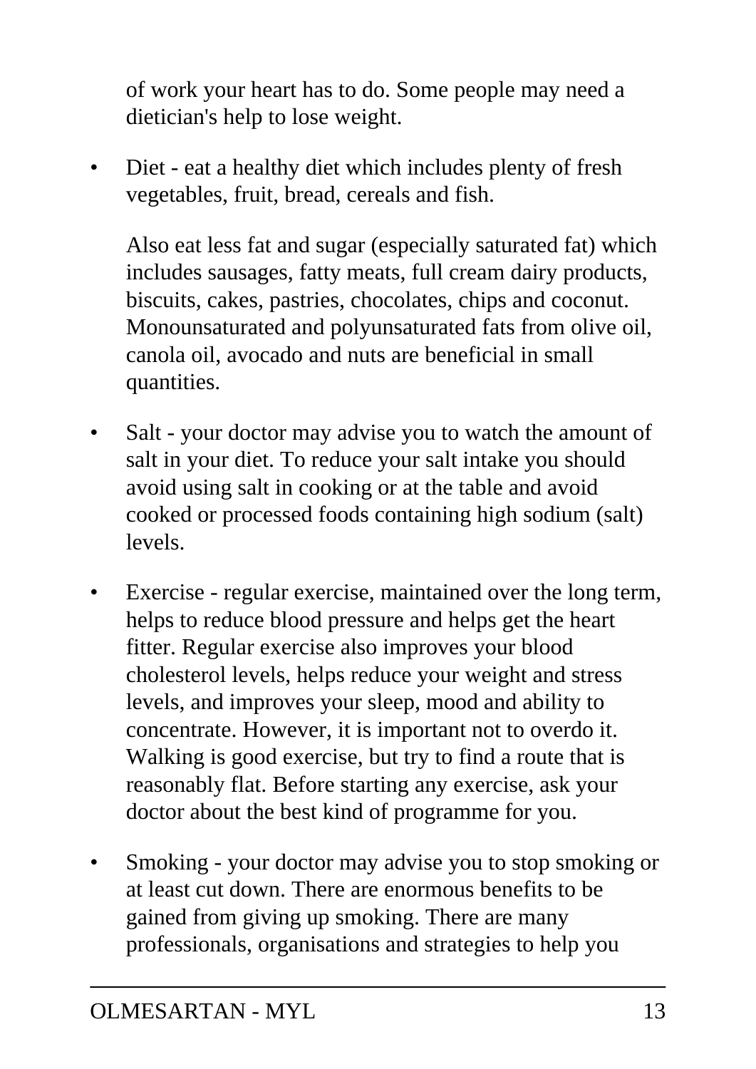of work your heart has to do. Some people may need a dietician's help to lose weight.

- Diet - eat a healthy diet which includes plenty of fresh vegetables, fruit, bread, cereals and fish.

  Also eat less fat and sugar (especially saturated fat) which includes sausages, fatty meats, full cream dairy products, biscuits, cakes, pastries, chocolates, chips and coconut. Monounsaturated and polyunsaturated fats from olive oil, canola oil, avocado and nuts are beneficial in small quantities.

- Salt - your doctor may advise you to watch the amount of salt in your diet. To reduce your salt intake you should avoid using salt in cooking or at the table and avoid cooked or processed foods containing high sodium (salt) levels.

- Exercise - regular exercise, maintained over the long term, helps to reduce blood pressure and helps get the heart fitter. Regular exercise also improves your blood cholesterol levels, helps reduce your weight and stress levels, and improves your sleep, mood and ability to concentrate. However, it is important not to overdo it. Walking is good exercise, but try to find a route that is reasonably flat. Before starting any exercise, ask your doctor about the best kind of programme for you.

- Smoking - your doctor may advise you to stop smoking or at least cut down. There are enormous benefits to be gained from giving up smoking. There are many professionals, organisations and strategies to help you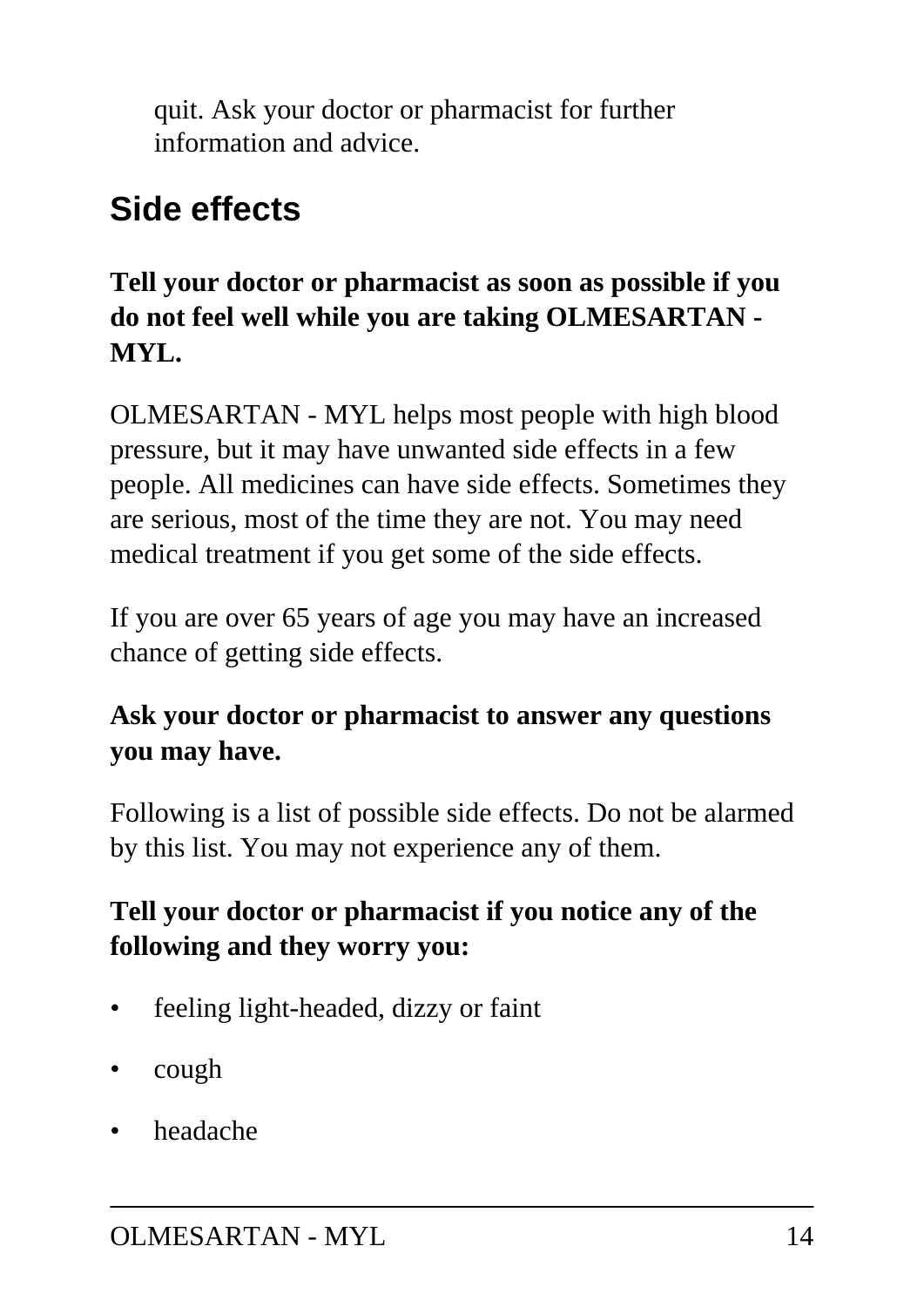quit. Ask your doctor or pharmacist for further information and advice.

## Side effects

**Tell your doctor or pharmacist as soon as possible if you do not feel well while you are taking OLMESARTAN - MYL.**

OLMESARTAN - MYL helps most people with high blood pressure, but it may have unwanted side effects in a few people. All medicines can have side effects. Sometimes they are serious, most of the time they are not. You may need medical treatment if you get some of the side effects.

If you are over 65 years of age you may have an increased chance of getting side effects.

**Ask your doctor or pharmacist to answer any questions you may have.**

Following is a list of possible side effects. Do not be alarmed by this list. You may not experience any of them.

**Tell your doctor or pharmacist if you notice any of the following and they worry you:**

- feeling light-headed, dizzy or faint
- cough
- headache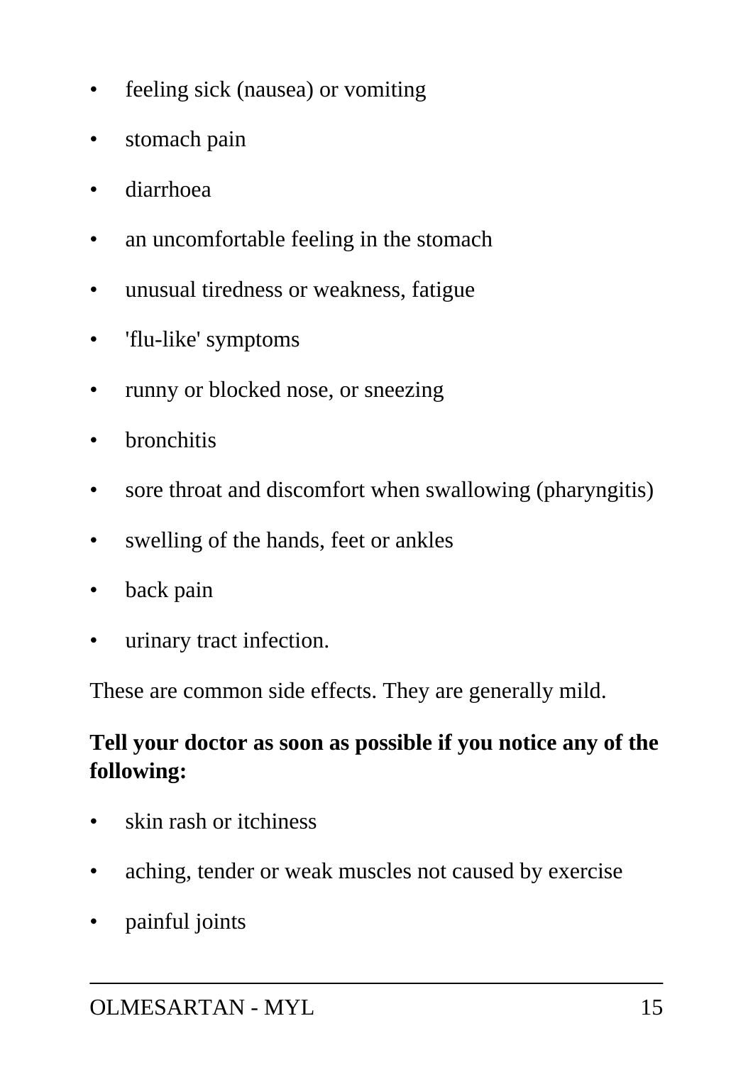- feeling sick (nausea) or vomiting
- stomach pain
- diarrhoea
- an uncomfortable feeling in the stomach
- unusual tiredness or weakness, fatigue
- 'flu-like' symptoms
- runny or blocked nose, or sneezing
- bronchitis
- sore throat and discomfort when swallowing (pharyngitis)
- swelling of the hands, feet or ankles
- back pain
- urinary tract infection.

These are common side effects. They are generally mild.

**Tell your doctor as soon as possible if you notice any of the following:**

- skin rash or itchiness
- aching, tender or weak muscles not caused by exercise
- painful joints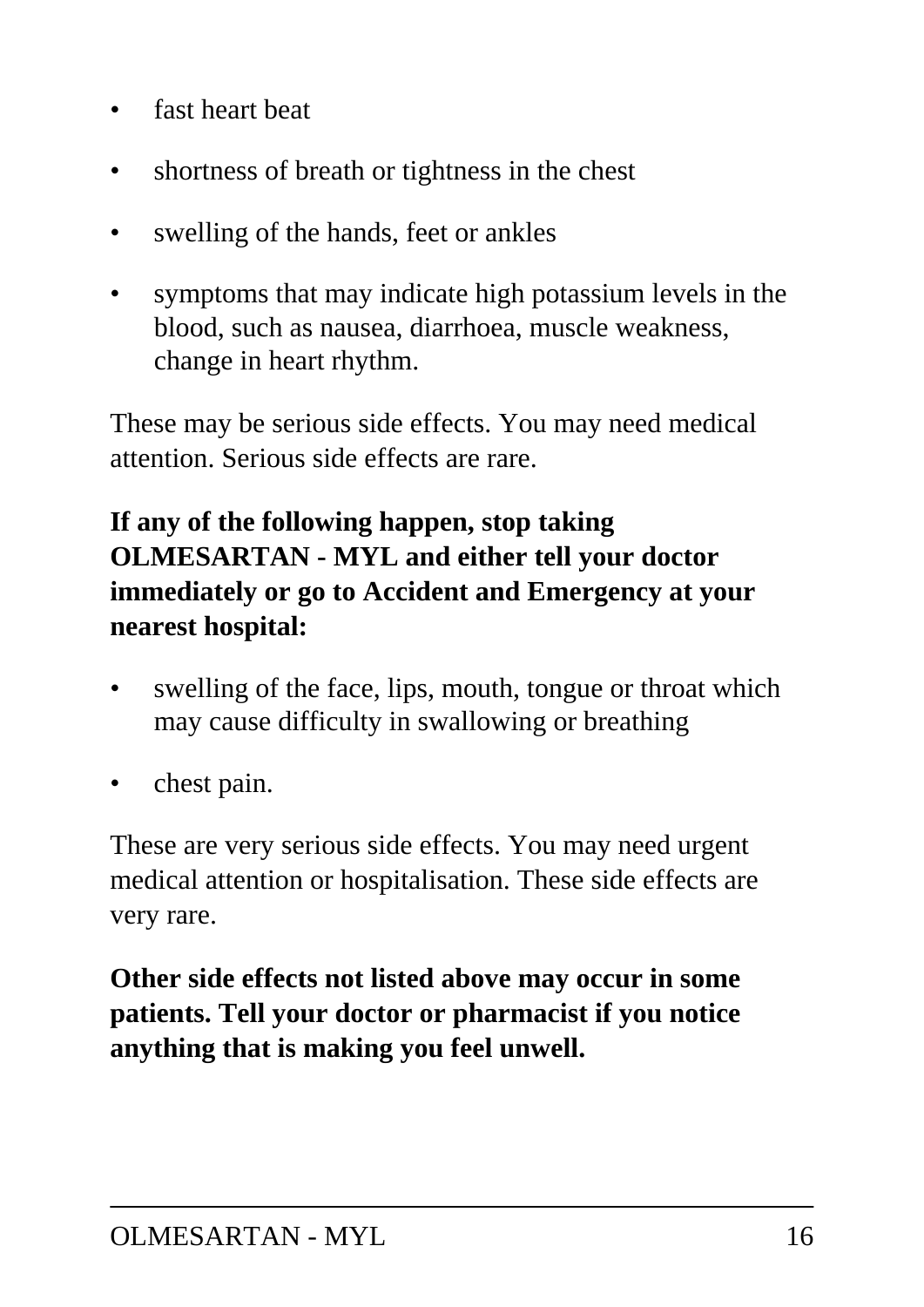- fast heart beat
- shortness of breath or tightness in the chest
- swelling of the hands, feet or ankles
- symptoms that may indicate high potassium levels in the blood, such as nausea, diarrhoea, muscle weakness, change in heart rhythm.

These may be serious side effects. You may need medical attention. Serious side effects are rare.

**If any of the following happen, stop taking OLMESARTAN - MYL and either tell your doctor immediately or go to Accident and Emergency at your nearest hospital:**

- swelling of the face, lips, mouth, tongue or throat which may cause difficulty in swallowing or breathing
- chest pain.

These are very serious side effects. You may need urgent medical attention or hospitalisation. These side effects are very rare.

**Other side effects not listed above may occur in some patients. Tell your doctor or pharmacist if you notice anything that is making you feel unwell.**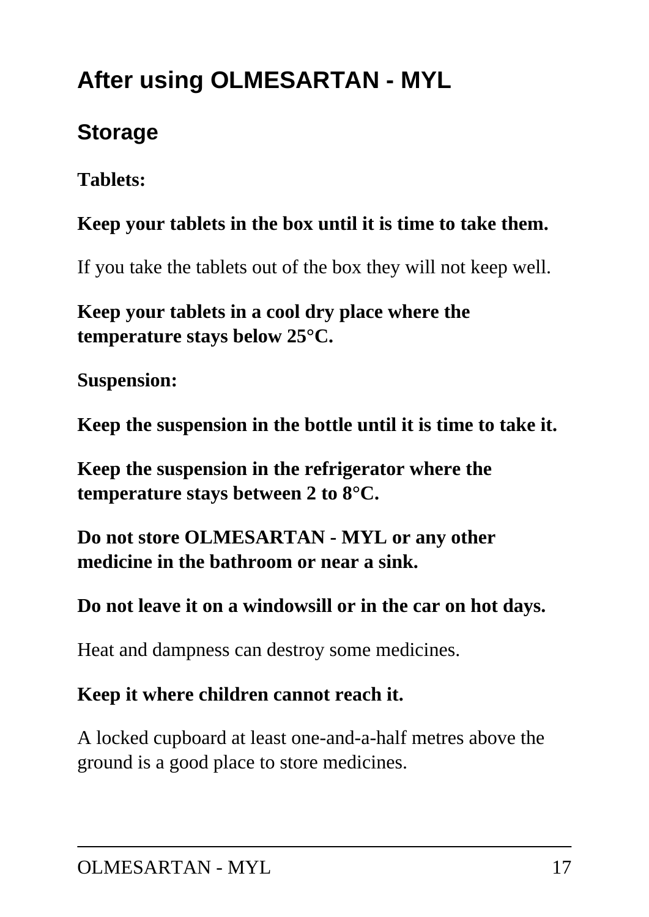# After using OLMESARTAN - MYL

## Storage

**Tablets:**

**Keep your tablets in the box until it is time to take them.**

If you take the tablets out of the box they will not keep well.

**Keep your tablets in a cool dry place where the temperature stays below 25°C.**

**Suspension:**

**Keep the suspension in the bottle until it is time to take it.**

**Keep the suspension in the refrigerator where the temperature stays between 2 to 8°C.**

**Do not store OLMESARTAN - MYL or any other medicine in the bathroom or near a sink.**

**Do not leave it on a windowsill or in the car on hot days.**

Heat and dampness can destroy some medicines.

**Keep it where children cannot reach it.**

A locked cupboard at least one-and-a-half metres above the ground is a good place to store medicines.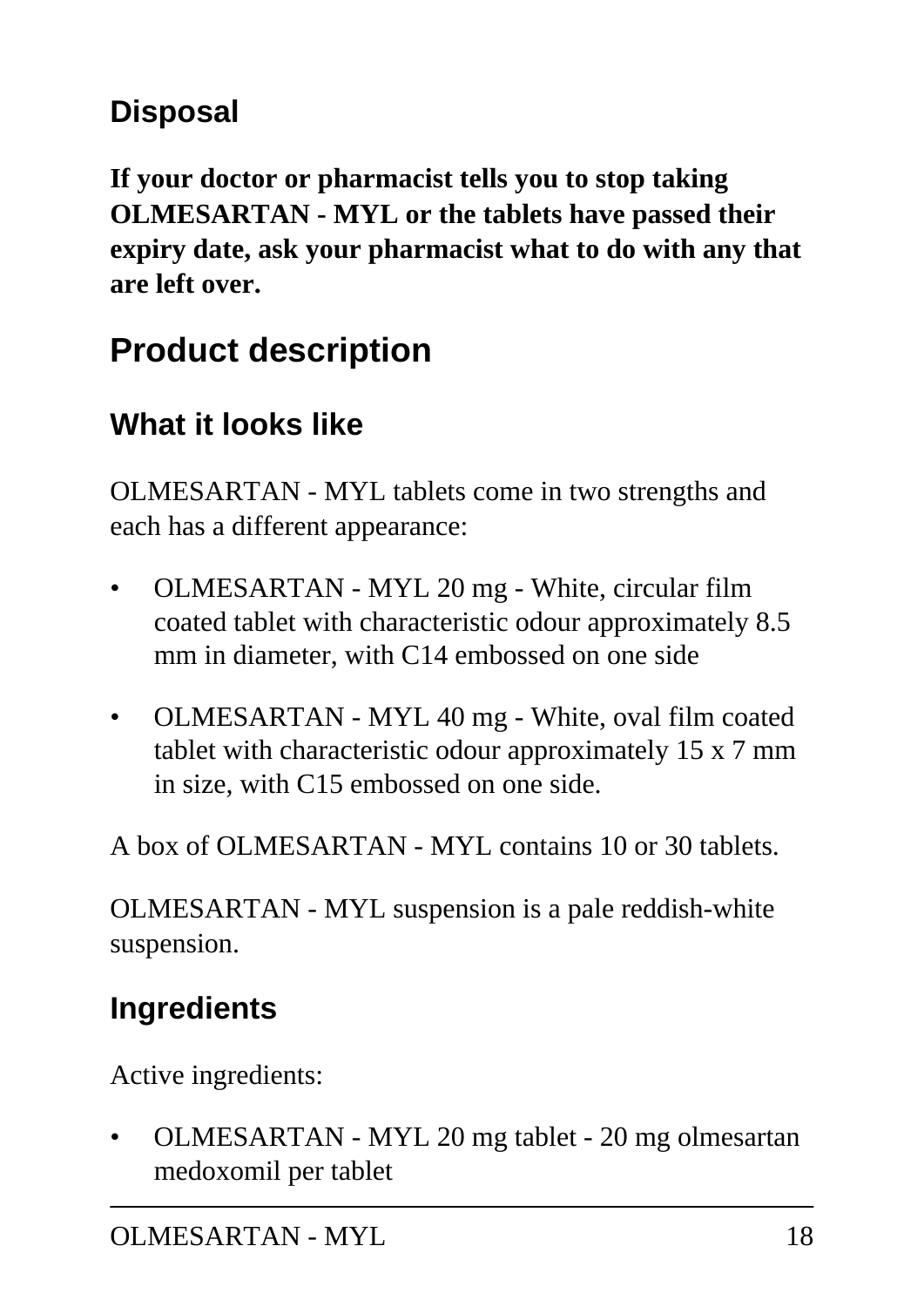## Disposal

**If your doctor or pharmacist tells you to stop taking OLMESARTAN - MYL or the tablets have passed their expiry date, ask your pharmacist what to do with any that are left over.**

# Product description

## What it looks like

OLMESARTAN - MYL tablets come in two strengths and each has a different appearance:

- OLMESARTAN - MYL 20 mg - White, circular film coated tablet with characteristic odour approximately 8.5 mm in diameter, with C14 embossed on one side
- OLMESARTAN - MYL 40 mg - White, oval film coated tablet with characteristic odour approximately 15 x 7 mm in size, with C15 embossed on one side.

A box of OLMESARTAN - MYL contains 10 or 30 tablets.

OLMESARTAN - MYL suspension is a pale reddish-white suspension.

## Ingredients

Active ingredients:

- OLMESARTAN - MYL 20 mg tablet - 20 mg olmesartan medoxomil per tablet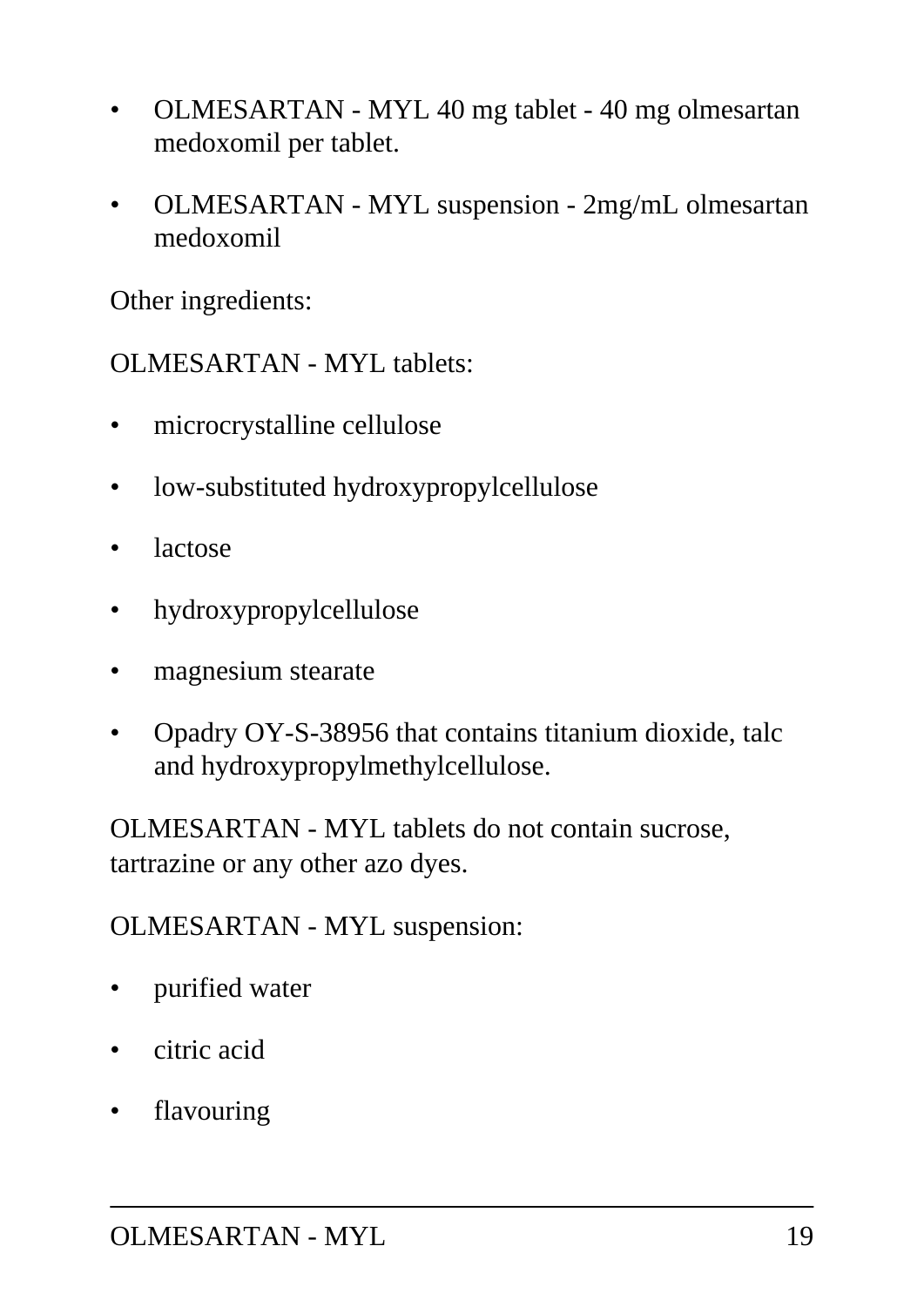- OLMESARTAN - MYL 40 mg tablet - 40 mg olmesartan medoxomil per tablet.
- OLMESARTAN - MYL suspension - 2mg/mL olmesartan medoxomil

Other ingredients:

OLMESARTAN - MYL tablets:

- microcrystalline cellulose
- low-substituted hydroxypropylcellulose
- lactose
- hydroxypropylcellulose
- magnesium stearate
- Opadry OY-S-38956 that contains titanium dioxide, talc and hydroxypropylmethylcellulose.

OLMESARTAN - MYL tablets do not contain sucrose, tartrazine or any other azo dyes.

OLMESARTAN - MYL suspension:

- purified water
- citric acid
- flavouring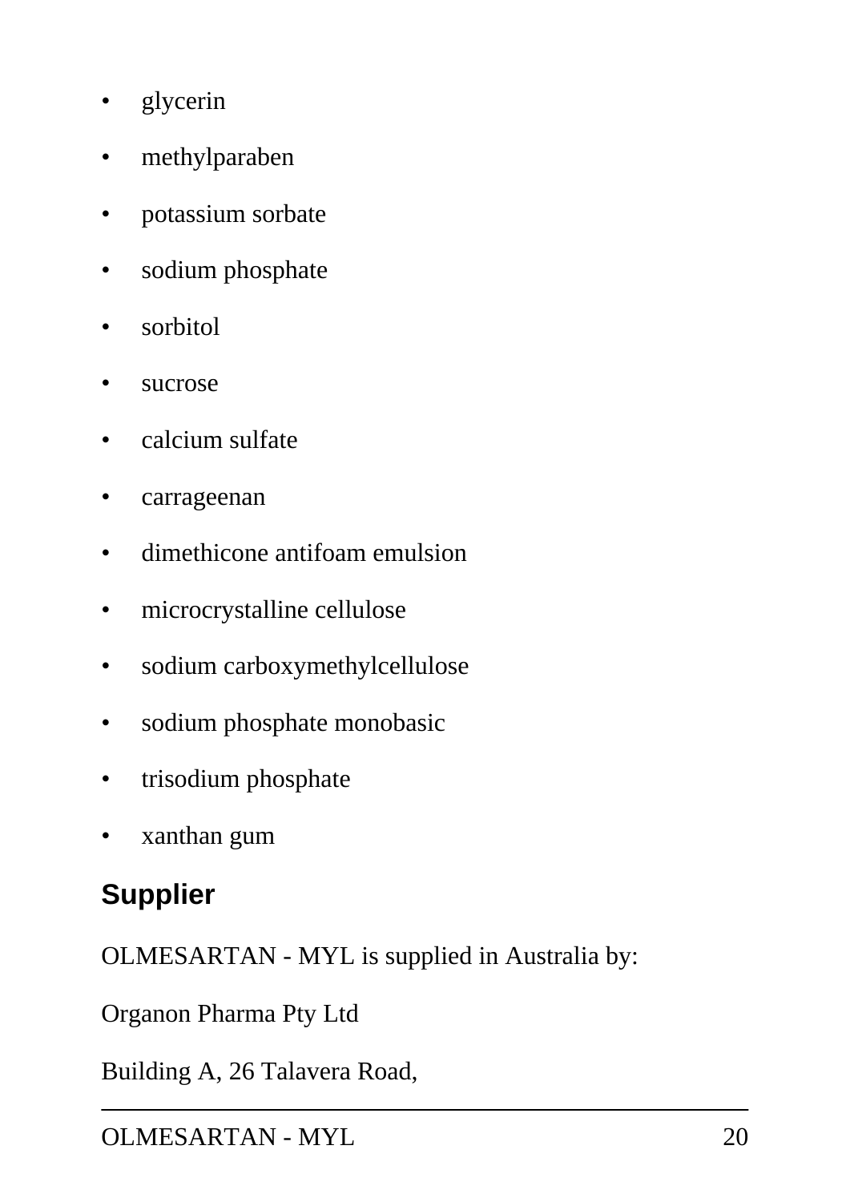- glycerin
- methylparaben
- potassium sorbate
- sodium phosphate
- sorbitol
- sucrose
- calcium sulfate
- carrageenan
- dimethicone antifoam emulsion
- microcrystalline cellulose
- sodium carboxymethylcellulose
- sodium phosphate monobasic
- trisodium phosphate
- xanthan gum

## Supplier

OLMESARTAN - MYL is supplied in Australia by:

Organon Pharma Pty Ltd

Building A, 26 Talavera Road,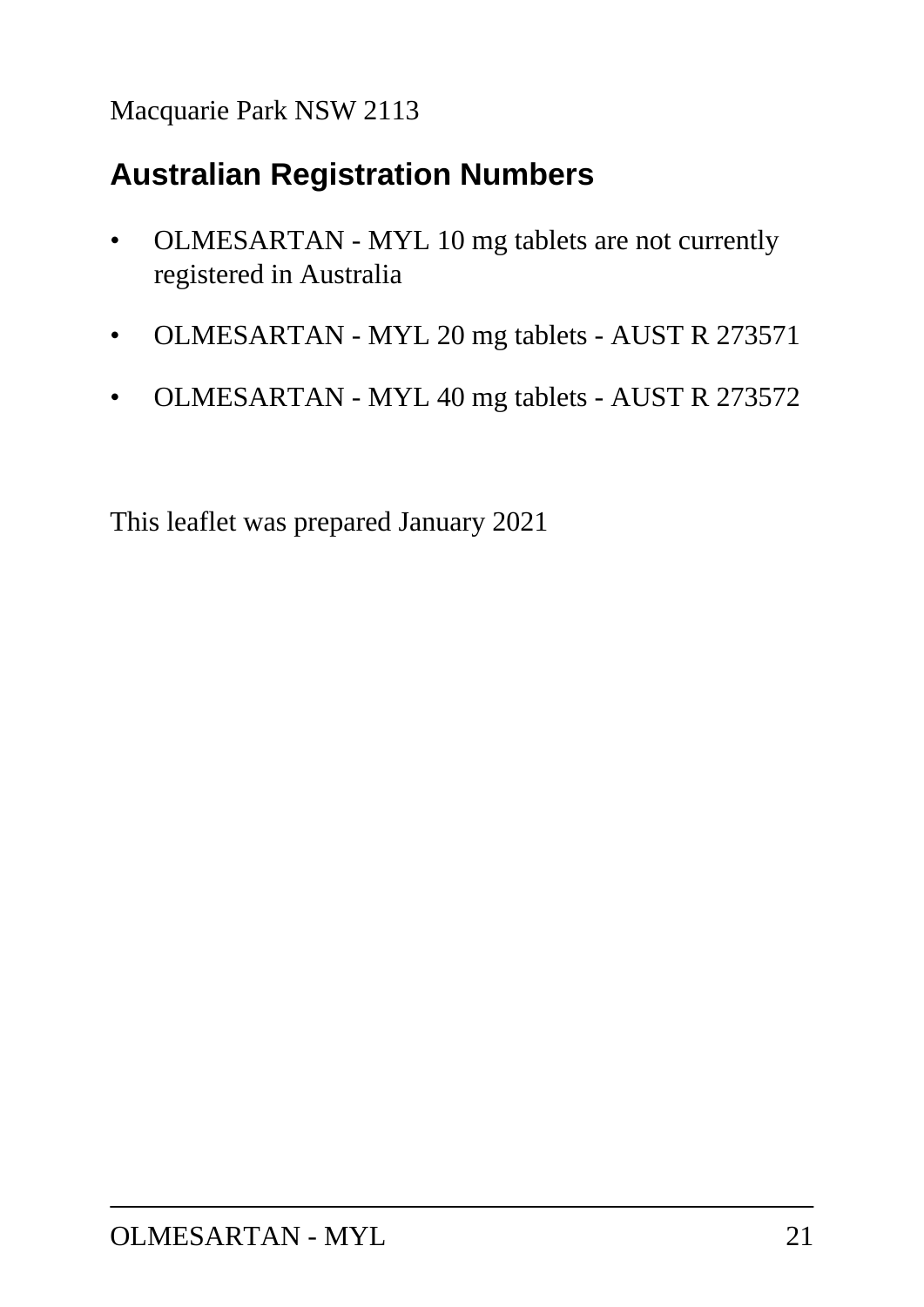Macquarie Park NSW 2113

## Australian Registration Numbers

- OLMESARTAN - MYL 10 mg tablets are not currently registered in Australia
- OLMESARTAN - MYL 20 mg tablets - AUST R 273571
- OLMESARTAN - MYL 40 mg tablets - AUST R 273572

This leaflet was prepared January 2021